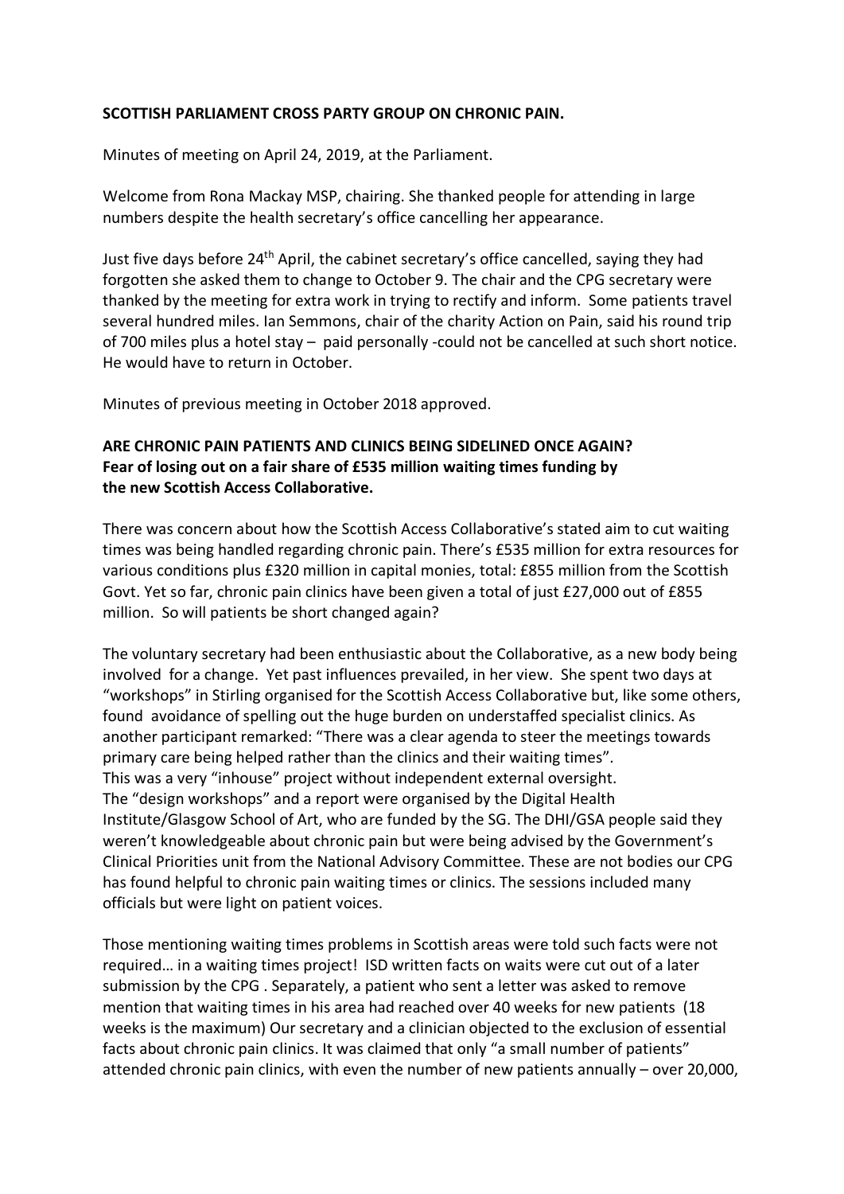**SCOTTISH PARLIAMENT CROSS PARTY GROUP ON CHRONIC PAIN.**

Minutes of meeting on April 24, 2019, at the Parliament.

Welcome from Rona Mackay MSP, chairing. She thanked people for attending in large numbers despite the health secretary's office cancelling her appearance.

Just five days before 24th April, the cabinet secretary's office cancelled, saying they had forgotten she asked them to change to October 9. The chair and the CPG secretary were thanked by the meeting for extra work in trying to rectify and inform. Some patients travel several hundred miles. Ian Semmons, chair of the charity Action on Pain, said his round trip of 700 miles plus a hotel stay – paid personally -could not be cancelled at such short notice. He would have to return in October.

Minutes of previous meeting in October 2018 approved.

**ARE CHRONIC PAIN PATIENTS AND CLINICS BEING SIDELINED ONCE AGAIN?**
**Fear of losing out on a fair share of £535 million waiting times funding by the new Scottish Access Collaborative.**

There was concern about how the Scottish Access Collaborative's stated aim to cut waiting times was being handled regarding chronic pain. There's £535 million for extra resources for various conditions plus £320 million in capital monies, total: £855 million from the Scottish Govt. Yet so far, chronic pain clinics have been given a total of just £27,000 out of £855 million. So will patients be short changed again?

The voluntary secretary had been enthusiastic about the Collaborative, as a new body being involved for a change. Yet past influences prevailed, in her view. She spent two days at "workshops" in Stirling organised for the Scottish Access Collaborative but, like some others, found avoidance of spelling out the huge burden on understaffed specialist clinics. As another participant remarked: "There was a clear agenda to steer the meetings towards primary care being helped rather than the clinics and their waiting times".
This was a very "inhouse" project without independent external oversight.
The "design workshops" and a report were organised by the Digital Health Institute/Glasgow School of Art, who are funded by the SG. The DHI/GSA people said they weren't knowledgeable about chronic pain but were being advised by the Government's Clinical Priorities unit from the National Advisory Committee. These are not bodies our CPG has found helpful to chronic pain waiting times or clinics. The sessions included many officials but were light on patient voices.

Those mentioning waiting times problems in Scottish areas were told such facts were not required… in a waiting times project! ISD written facts on waits were cut out of a later submission by the CPG . Separately, a patient who sent a letter was asked to remove mention that waiting times in his area had reached over 40 weeks for new patients (18 weeks is the maximum) Our secretary and a clinician objected to the exclusion of essential facts about chronic pain clinics. It was claimed that only "a small number of patients" attended chronic pain clinics, with even the number of new patients annually – over 20,000,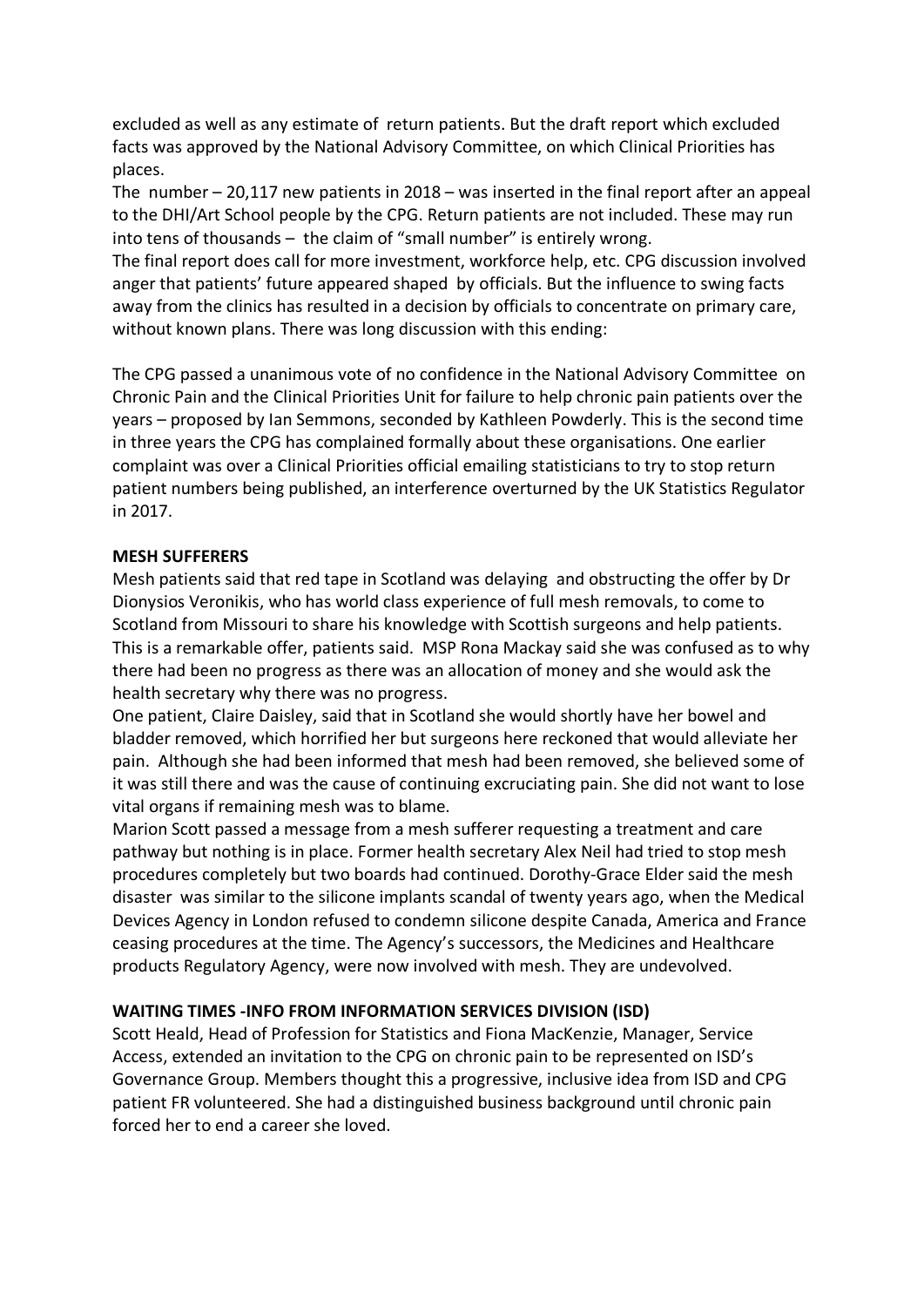excluded as well as any estimate of return patients. But the draft report which excluded facts was approved by the National Advisory Committee, on which Clinical Priorities has places.

The number – 20,117 new patients in 2018 – was inserted in the final report after an appeal to the DHI/Art School people by the CPG. Return patients are not included. These may run into tens of thousands – the claim of "small number" is entirely wrong.

The final report does call for more investment, workforce help, etc. CPG discussion involved anger that patients' future appeared shaped by officials. But the influence to swing facts away from the clinics has resulted in a decision by officials to concentrate on primary care, without known plans. There was long discussion with this ending:

The CPG passed a unanimous vote of no confidence in the National Advisory Committee on Chronic Pain and the Clinical Priorities Unit for failure to help chronic pain patients over the years – proposed by Ian Semmons, seconded by Kathleen Powderly. This is the second time in three years the CPG has complained formally about these organisations. One earlier complaint was over a Clinical Priorities official emailing statisticians to try to stop return patient numbers being published, an interference overturned by the UK Statistics Regulator in 2017.

**MESH SUFFERERS**

Mesh patients said that red tape in Scotland was delaying and obstructing the offer by Dr Dionysios Veronikis, who has world class experience of full mesh removals, to come to Scotland from Missouri to share his knowledge with Scottish surgeons and help patients. This is a remarkable offer, patients said. MSP Rona Mackay said she was confused as to why there had been no progress as there was an allocation of money and she would ask the health secretary why there was no progress.

One patient, Claire Daisley, said that in Scotland she would shortly have her bowel and bladder removed, which horrified her but surgeons here reckoned that would alleviate her pain. Although she had been informed that mesh had been removed, she believed some of it was still there and was the cause of continuing excruciating pain. She did not want to lose vital organs if remaining mesh was to blame.

Marion Scott passed a message from a mesh sufferer requesting a treatment and care pathway but nothing is in place. Former health secretary Alex Neil had tried to stop mesh procedures completely but two boards had continued. Dorothy-Grace Elder said the mesh disaster was similar to the silicone implants scandal of twenty years ago, when the Medical Devices Agency in London refused to condemn silicone despite Canada, America and France ceasing procedures at the time. The Agency's successors, the Medicines and Healthcare products Regulatory Agency, were now involved with mesh. They are undevolved.

**WAITING TIMES -INFO FROM INFORMATION SERVICES DIVISION (ISD)**

Scott Heald, Head of Profession for Statistics and Fiona MacKenzie, Manager, Service Access, extended an invitation to the CPG on chronic pain to be represented on ISD's Governance Group. Members thought this a progressive, inclusive idea from ISD and CPG patient FR volunteered. She had a distinguished business background until chronic pain forced her to end a career she loved.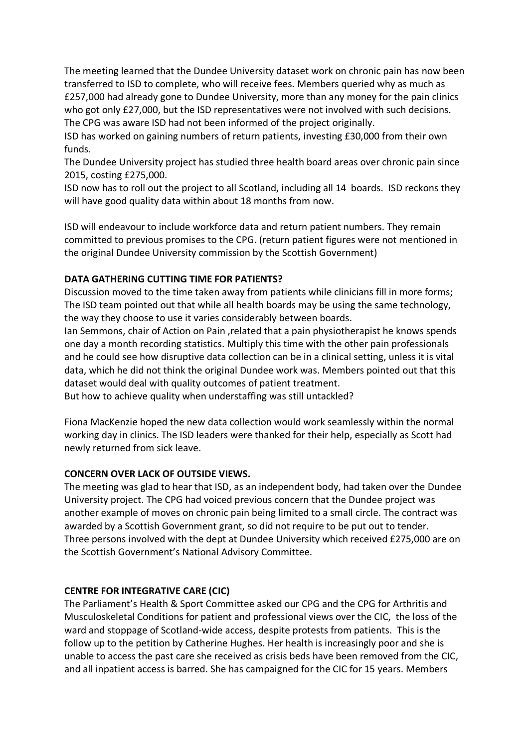The meeting learned that the Dundee University dataset work on chronic pain has now been transferred to ISD to complete, who will receive fees. Members queried why as much as £257,000 had already gone to Dundee University, more than any money for the pain clinics who got only £27,000, but the ISD representatives were not involved with such decisions. The CPG was aware ISD had not been informed of the project originally.
ISD has worked on gaining numbers of return patients, investing £30,000 from their own funds.
The Dundee University project has studied three health board areas over chronic pain since 2015, costing £275,000.
ISD now has to roll out the project to all Scotland, including all 14 boards. ISD reckons they will have good quality data within about 18 months from now.

ISD will endeavour to include workforce data and return patient numbers. They remain committed to previous promises to the CPG. (return patient figures were not mentioned in the original Dundee University commission by the Scottish Government)

**DATA GATHERING CUTTING TIME FOR PATIENTS?**

Discussion moved to the time taken away from patients while clinicians fill in more forms; The ISD team pointed out that while all health boards may be using the same technology, the way they choose to use it varies considerably between boards.
Ian Semmons, chair of Action on Pain ,related that a pain physiotherapist he knows spends one day a month recording statistics. Multiply this time with the other pain professionals and he could see how disruptive data collection can be in a clinical setting, unless it is vital data, which he did not think the original Dundee work was. Members pointed out that this dataset would deal with quality outcomes of patient treatment.
But how to achieve quality when understaffing was still untackled?

Fiona MacKenzie hoped the new data collection would work seamlessly within the normal working day in clinics. The ISD leaders were thanked for their help, especially as Scott had newly returned from sick leave.

**CONCERN OVER LACK OF OUTSIDE VIEWS.**

The meeting was glad to hear that ISD, as an independent body, had taken over the Dundee University project. The CPG had voiced previous concern that the Dundee project was another example of moves on chronic pain being limited to a small circle. The contract was awarded by a Scottish Government grant, so did not require to be put out to tender.
Three persons involved with the dept at Dundee University which received £275,000 are on the Scottish Government's National Advisory Committee.

**CENTRE FOR INTEGRATIVE CARE (CIC)**

The Parliament's Health & Sport Committee asked our CPG and the CPG for Arthritis and Musculoskeletal Conditions for patient and professional views over the CIC, the loss of the ward and stoppage of Scotland-wide access, despite protests from patients. This is the follow up to the petition by Catherine Hughes. Her health is increasingly poor and she is unable to access the past care she received as crisis beds have been removed from the CIC, and all inpatient access is barred. She has campaigned for the CIC for 15 years. Members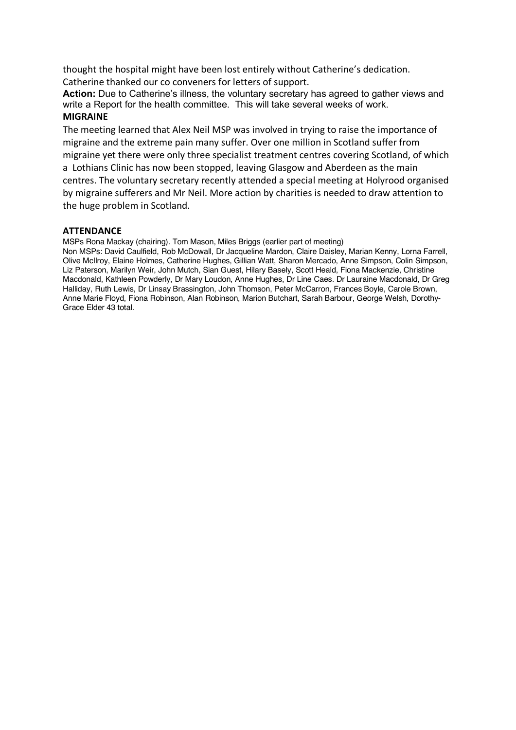thought the hospital might have been lost entirely without Catherine's dedication. Catherine thanked our co conveners for letters of support.

**Action:** Due to Catherine's illness, the voluntary secretary has agreed to gather views and write a Report for the health committee. This will take several weeks of work.

**MIGRAINE**

The meeting learned that Alex Neil MSP was involved in trying to raise the importance of migraine and the extreme pain many suffer. Over one million in Scotland suffer from migraine yet there were only three specialist treatment centres covering Scotland, of which a Lothians Clinic has now been stopped, leaving Glasgow and Aberdeen as the main centres. The voluntary secretary recently attended a special meeting at Holyrood organised by migraine sufferers and Mr Neil. More action by charities is needed to draw attention to the huge problem in Scotland.

**ATTENDANCE**

MSPs Rona Mackay (chairing). Tom Mason, Miles Briggs (earlier part of meeting)

Non MSPs: David Caulfield, Rob McDowall, Dr Jacqueline Mardon, Claire Daisley, Marian Kenny, Lorna Farrell, Olive McIlroy, Elaine Holmes, Catherine Hughes, Gillian Watt, Sharon Mercado, Anne Simpson, Colin Simpson, Liz Paterson, Marilyn Weir, John Mutch, Sian Guest, Hilary Basely, Scott Heald, Fiona Mackenzie, Christine Macdonald, Kathleen Powderly, Dr Mary Loudon, Anne Hughes, Dr Line Caes. Dr Lauraine Macdonald, Dr Greg Halliday, Ruth Lewis, Dr Linsay Brassington, John Thomson, Peter McCarron, Frances Boyle, Carole Brown, Anne Marie Floyd, Fiona Robinson, Alan Robinson, Marion Butchart, Sarah Barbour, George Welsh, Dorothy-Grace Elder 43 total.